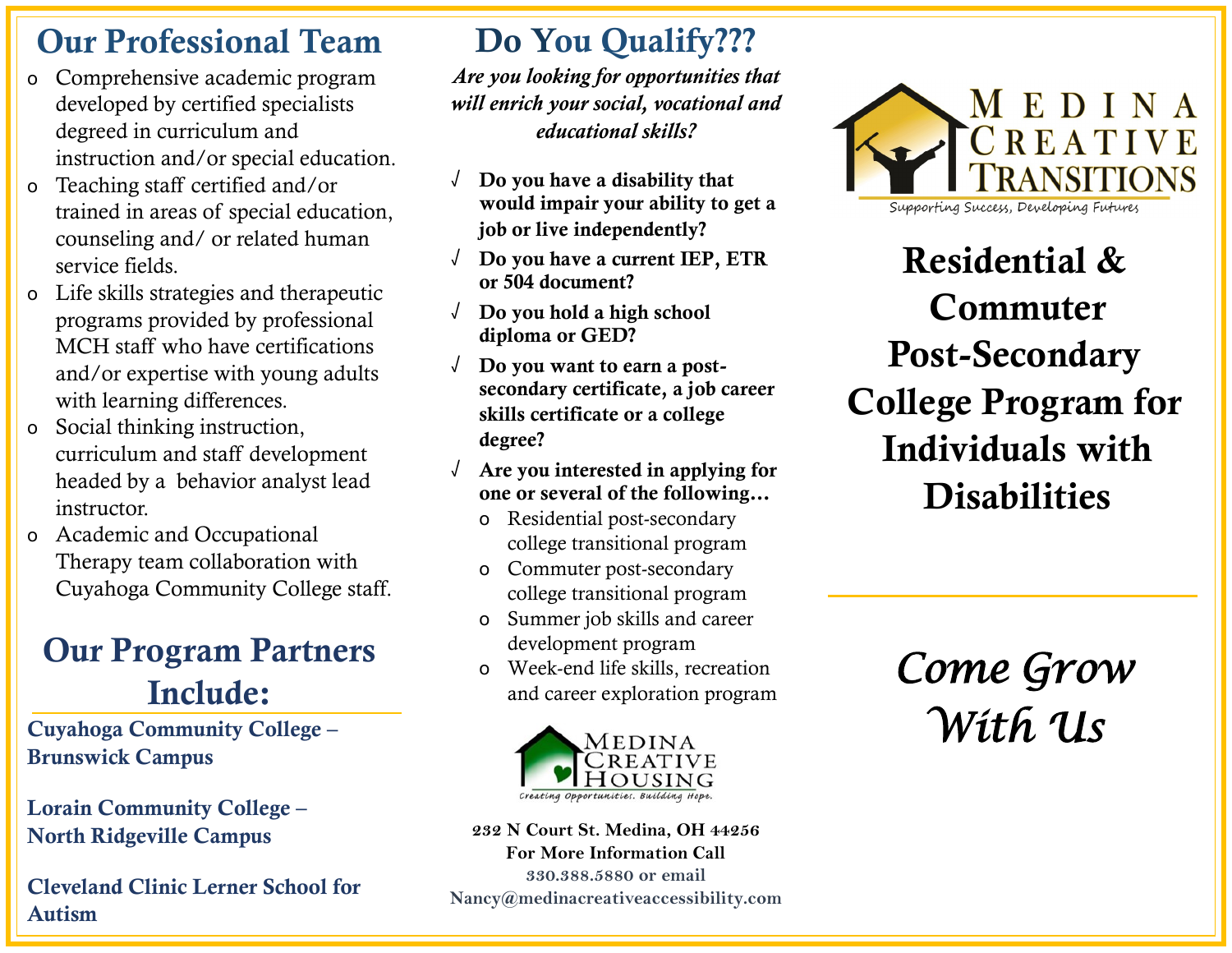## Our Professional Team

- Comprehensive academic program developed by certified specialists degreed in curriculum and instruction and/or special education.
- Teaching staff certified and/or trained in areas of special education, counseling and/ or related human service fields.
- Life skills strategies and therapeutic programs provided by professional MCH staff who have certifications and/or expertise with young adults with learning differences.
- Social thinking instruction, curriculum and staff development headed by a behavior analyst lead instructor.
- Academic and Occupational Therapy team collaboration with Cuyahoga Community College staff.

## Our Program Partners Include:

**Cuyahoga Community College – Brunswick Campus**

**Lorain Community College – North Ridgeville Campus**

**Cleveland Clinic Lerner School for Autism**

## Do You Qualify???

***Are you looking for opportunities that will enrich your social, vocational and educational skills?***

- √ **Do you have a disability that would impair your ability to get a job or live independently?**
- √ **Do you have a current IEP, ETR or 504 document?**
- √ **Do you hold a high school diploma or GED?**
- √ **Do you want to earn a post-secondary certificate, a job career skills certificate or a college degree?**
- √ **Are you interested in applying for one or several of the following…**
  - Residential post-secondary college transitional program
  - Commuter post-secondary college transitional program
  - Summer job skills and career development program
  - Week-end life skills, recreation and career exploration program

Medina Creative Housing
*Creating Opportunities. Building Hope.*

**232 N Court St. Medina, OH 44256**
**For More Information Call**
**330.388.5880 or email**
**Nancy@medinacreativeaccessibility.com**

Medina Creative Transitions
*Supporting Success, Developing Futures*

# Residential & Commuter Post-Secondary College Program for Individuals with Disabilities

*Come Grow With Us*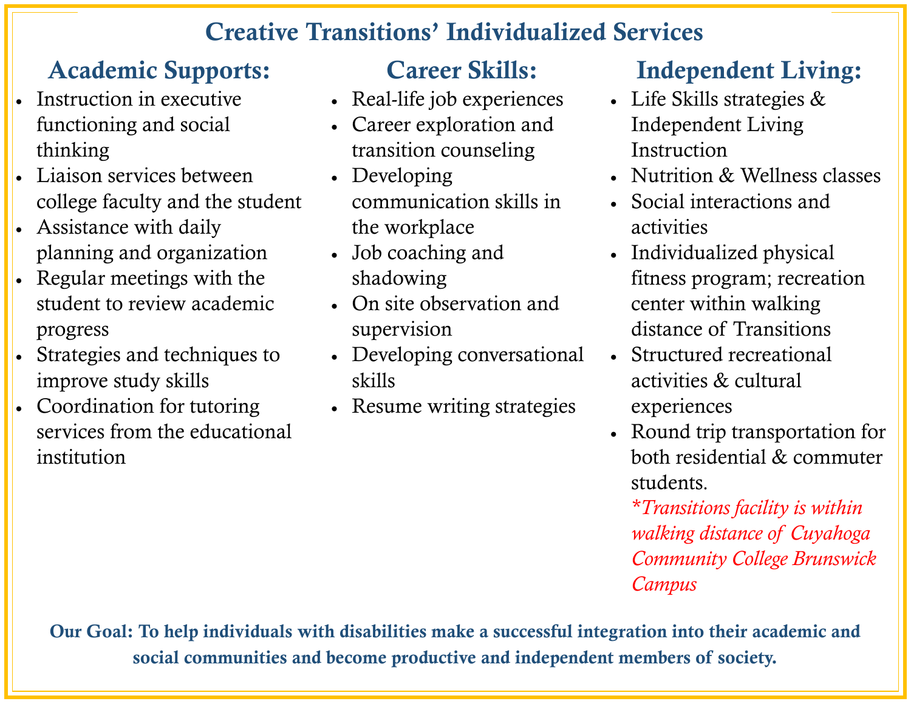# Creative Transitions' Individualized Services

## Academic Supports:

- Instruction in executive functioning and social thinking
- Liaison services between college faculty and the student
- Assistance with daily planning and organization
- Regular meetings with the student to review academic progress
- Strategies and techniques to improve study skills
- Coordination for tutoring services from the educational institution

## Career Skills:

- Real-life job experiences
- Career exploration and transition counseling
- Developing communication skills in the workplace
- Job coaching and shadowing
- On site observation and supervision
- Developing conversational skills
- Resume writing strategies

## Independent Living:

- Life Skills strategies & Independent Living Instruction
- Nutrition & Wellness classes
- Social interactions and activities
- Individualized physical fitness program; recreation center within walking distance of Transitions
- Structured recreational activities & cultural experiences
- Round trip transportation for both residential & commuter students.

*\*Transitions facility is within walking distance of Cuyahoga Community College Brunswick Campus*

**Our Goal: To help individuals with disabilities make a successful integration into their academic and social communities and become productive and independent members of society.**